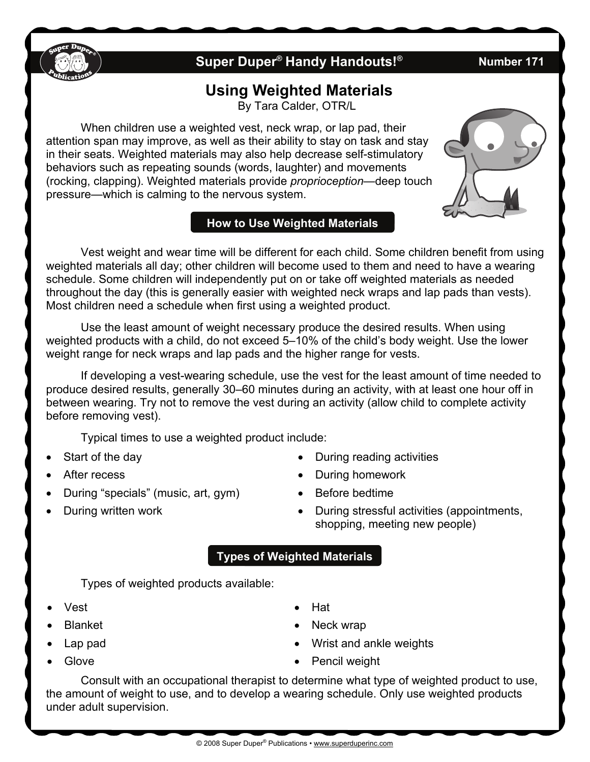# Using Weighted Materials

By Tara Calder, OTR/L

When children use a weighted vest, neck wrap, or lap pad, their attention span may improve, as well as their ability to stay on task and stay in their seats. Weighted materials may also help decrease self-stimulatory behaviors such as repeating sounds (words, laughter) and movements (rocking, clapping). Weighted materials provide *proprioception*—deep touch pressure—which is calming to the nervous system.

## How to Use Weighted Materials

Vest weight and wear time will be different for each child. Some children benefit from using weighted materials all day; other children will become used to them and need to have a wearing schedule. Some children will independently put on or take off weighted materials as needed throughout the day (this is generally easier with weighted neck wraps and lap pads than vests). Most children need a schedule when first using a weighted product.

Use the least amount of weight necessary produce the desired results. When using weighted products with a child, do not exceed 5–10% of the child's body weight. Use the lower weight range for neck wraps and lap pads and the higher range for vests.

If developing a vest-wearing schedule, use the vest for the least amount of time needed to produce desired results, generally 30–60 minutes during an activity, with at least one hour off in between wearing. Try not to remove the vest during an activity (allow child to complete activity before removing vest).

Typical times to use a weighted product include:

- Start of the day
- After recess
- During "specials" (music, art, gym)
- During written work
- During reading activities
- During homework
- Before bedtime
- During stressful activities (appointments, shopping, meeting new people)

## Types of Weighted Materials

Types of weighted products available:

- Vest
- Blanket
- Lap pad
- Glove
- Hat
- Neck wrap
- Wrist and ankle weights
- Pencil weight

Consult with an occupational therapist to determine what type of weighted product to use, the amount of weight to use, and to develop a wearing schedule. Only use weighted products under adult supervision.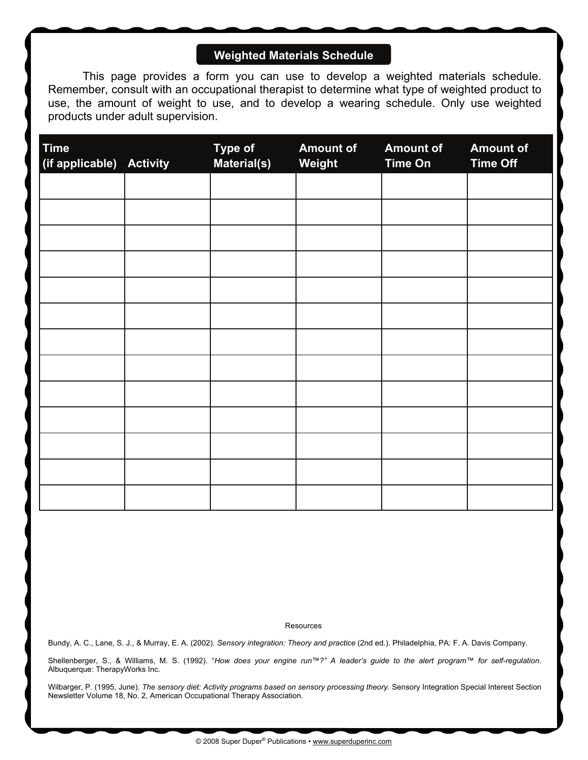## Weighted Materials Schedule

This page provides a form you can use to develop a weighted materials schedule. Remember, consult with an occupational therapist to determine what type of weighted product to use, the amount of weight to use, and to develop a wearing schedule. Only use weighted products under adult supervision.

| Time (if applicable) | Activity | Type of Material(s) | Amount of Weight | Amount of Time On | Amount of Time Off |
|---|---|---|---|---|---|
| | | | | | |
| | | | | | |
| | | | | | |
| | | | | | |
| | | | | | |
| | | | | | |
| | | | | | |
| | | | | | |
| | | | | | |
| | | | | | |
| | | | | | |
| | | | | | |
| | | | | | |

Resources

Bundy, A. C., Lane, S. J., & Murray, E. A. (2002). *Sensory integration: Theory and practice* (2nd ed.). Philadelphia, PA: F. A. Davis Company.

Shellenberger, S., & Williams, M. S. (1992). "*How does your engine run™?" A leader's guide to the alert program™ for self-regulation*. Albuquerque: TherapyWorks Inc.

Wilbarger, P. (1995, June). *The sensory diet: Activity programs based on sensory processing theory.* Sensory Integration Special Interest Section Newsletter Volume 18, No. 2, American Occupational Therapy Association.

© 2008 Super Duper® Publications • www.superduperinc.com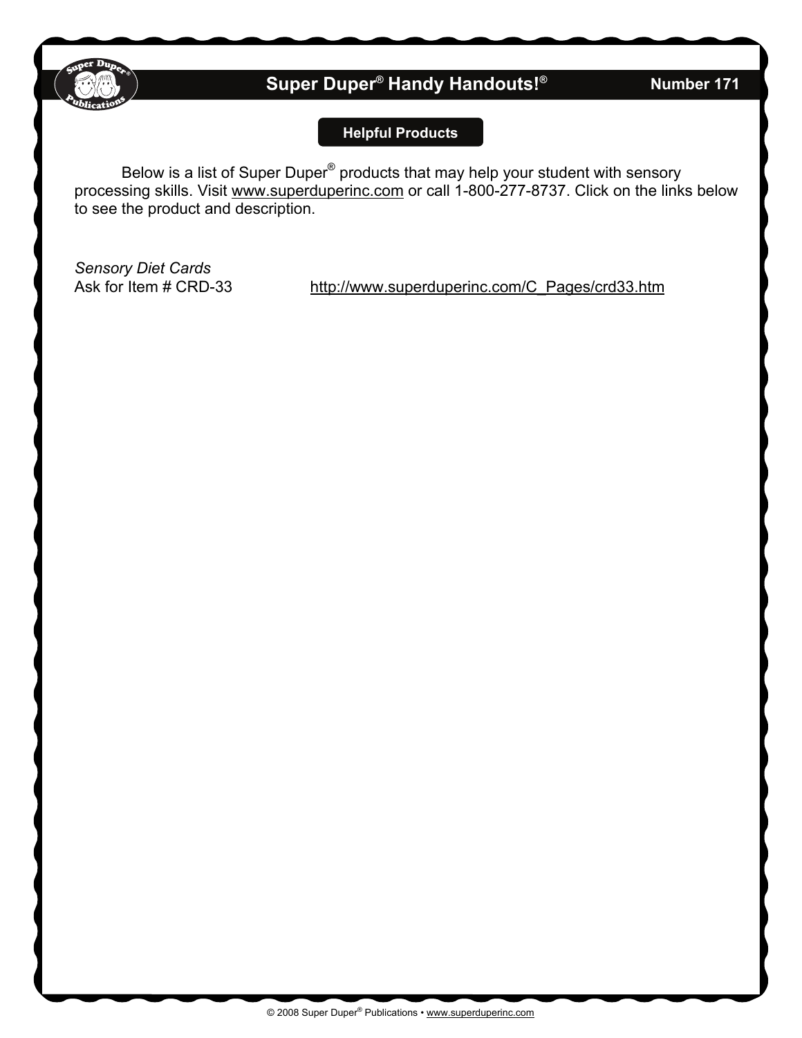## Helpful Products

Below is a list of Super Duper® products that may help your student with sensory processing skills. Visit www.superduperinc.com or call 1-800-277-8737. Click on the links below to see the product and description.

*Sensory Diet Cards*
Ask for Item # CRD-33 http://www.superduperinc.com/C_Pages/crd33.htm